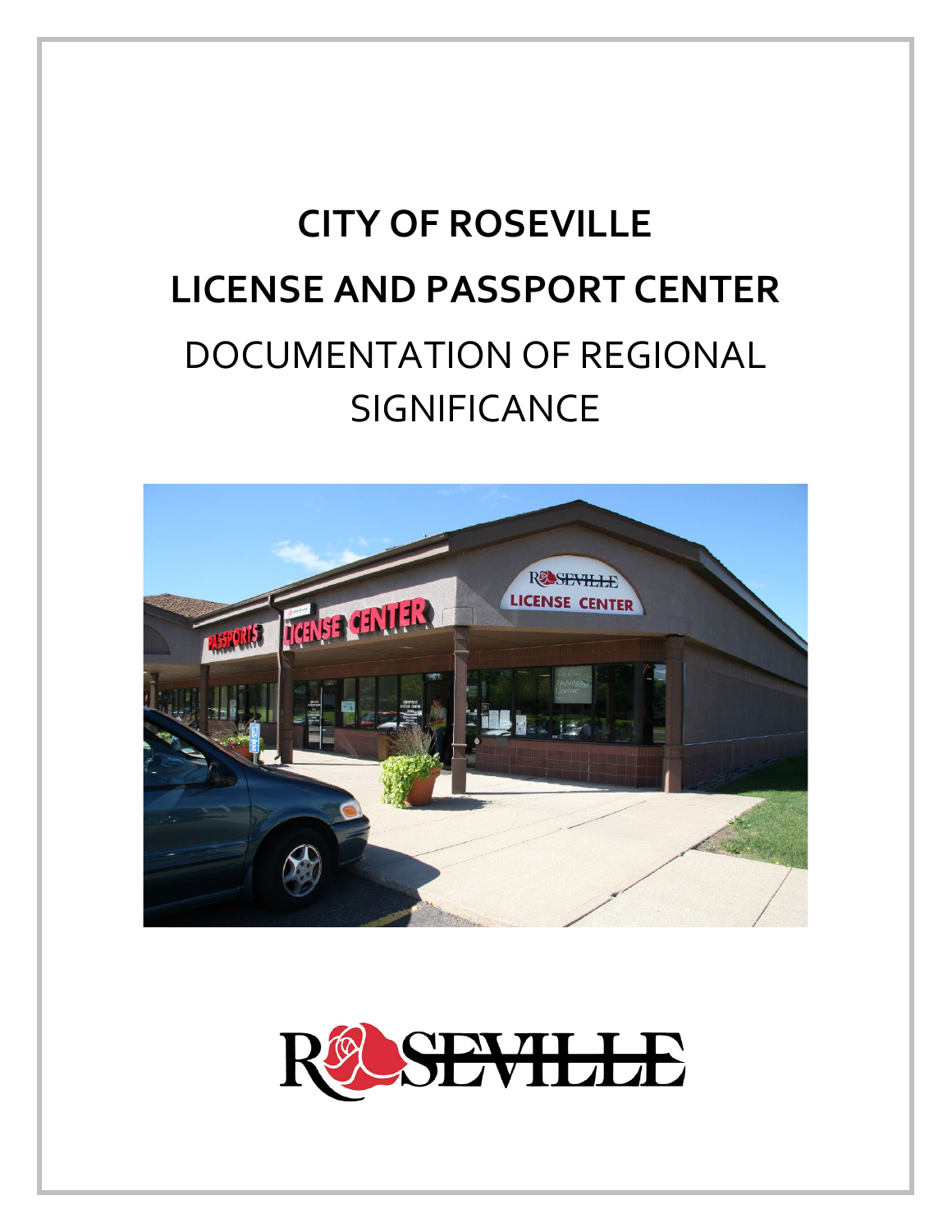# CITY OF ROSEVILLE

# LICENSE AND PASSPORT CENTER

## DOCUMENTATION OF REGIONAL SIGNIFICANCE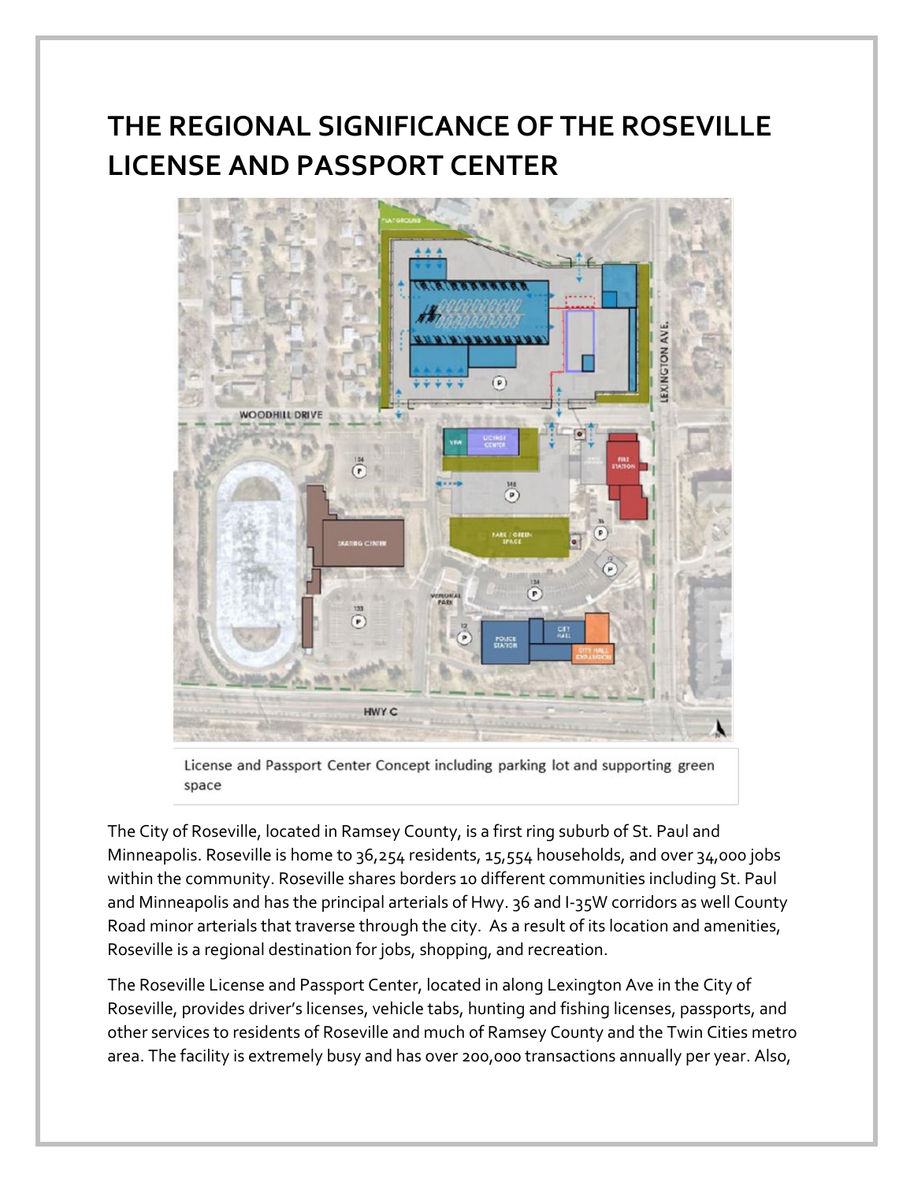# THE REGIONAL SIGNIFICANCE OF THE ROSEVILLE LICENSE AND PASSPORT CENTER

License and Passport Center Concept including parking lot and supporting green space

The City of Roseville, located in Ramsey County, is a first ring suburb of St. Paul and Minneapolis. Roseville is home to 36,254 residents, 15,554 households, and over 34,000 jobs within the community. Roseville shares borders 10 different communities including St. Paul and Minneapolis and has the principal arterials of Hwy. 36 and I-35W corridors as well County Road minor arterials that traverse through the city. As a result of its location and amenities, Roseville is a regional destination for jobs, shopping, and recreation.

The Roseville License and Passport Center, located in along Lexington Ave in the City of Roseville, provides driver's licenses, vehicle tabs, hunting and fishing licenses, passports, and other services to residents of Roseville and much of Ramsey County and the Twin Cities metro area. The facility is extremely busy and has over 200,000 transactions annually per year. Also,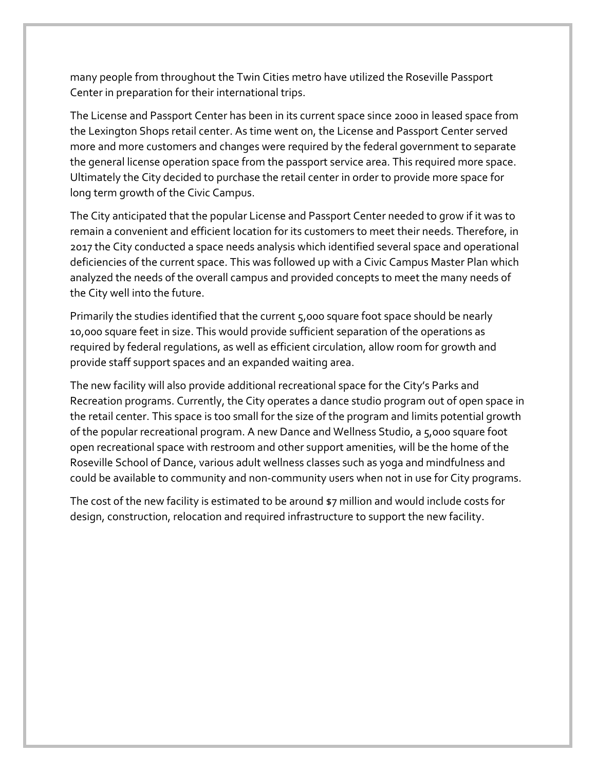many people from throughout the Twin Cities metro have utilized the Roseville Passport Center in preparation for their international trips.

The License and Passport Center has been in its current space since 2000 in leased space from the Lexington Shops retail center. As time went on, the License and Passport Center served more and more customers and changes were required by the federal government to separate the general license operation space from the passport service area. This required more space. Ultimately the City decided to purchase the retail center in order to provide more space for long term growth of the Civic Campus.

The City anticipated that the popular License and Passport Center needed to grow if it was to remain a convenient and efficient location for its customers to meet their needs. Therefore, in 2017 the City conducted a space needs analysis which identified several space and operational deficiencies of the current space. This was followed up with a Civic Campus Master Plan which analyzed the needs of the overall campus and provided concepts to meet the many needs of the City well into the future.

Primarily the studies identified that the current 5,000 square foot space should be nearly 10,000 square feet in size. This would provide sufficient separation of the operations as required by federal regulations, as well as efficient circulation, allow room for growth and provide staff support spaces and an expanded waiting area.

The new facility will also provide additional recreational space for the City's Parks and Recreation programs. Currently, the City operates a dance studio program out of open space in the retail center. This space is too small for the size of the program and limits potential growth of the popular recreational program. A new Dance and Wellness Studio, a 5,000 square foot open recreational space with restroom and other support amenities, will be the home of the Roseville School of Dance, various adult wellness classes such as yoga and mindfulness and could be available to community and non-community users when not in use for City programs.

The cost of the new facility is estimated to be around $7 million and would include costs for design, construction, relocation and required infrastructure to support the new facility.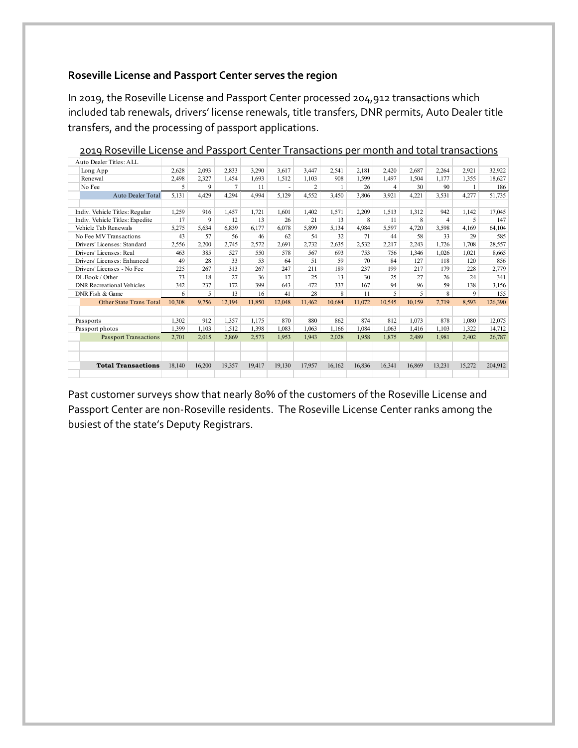**Roseville License and Passport Center serves the region**

In 2019, the Roseville License and Passport Center processed 204,912 transactions which included tab renewals, drivers' license renewals, title transfers, DNR permits, Auto Dealer title transfers, and the processing of passport applications.

2019 Roseville License and Passport Center Transactions per month and total transactions

| Auto Dealer Titles: ALL | | | | | | | | | | | | | |
|---|---|---|---|---|---|---|---|---|---|---|---|---|---|
| Long App | 2,628 | 2,093 | 2,833 | 3,290 | 3,617 | 3,447 | 2,541 | 2,181 | 2,420 | 2,687 | 2,264 | 2,921 | 32,922 |
| Renewal | 2,498 | 2,327 | 1,454 | 1,693 | 1,512 | 1,103 | 908 | 1,599 | 1,497 | 1,504 | 1,177 | 1,355 | 18,627 |
| No Fee | 5 | 9 | 7 | 11 | - | 2 | 1 | 26 | 4 | 30 | 90 | 1 | 186 |
| Auto Dealer Total | 5,131 | 4,429 | 4,294 | 4,994 | 5,129 | 4,552 | 3,450 | 3,806 | 3,921 | 4,221 | 3,531 | 4,277 | 51,735 |
| | | | | | | | | | | | | | |
| Indiv. Vehicle Titles: Regular | 1,259 | 916 | 1,457 | 1,721 | 1,601 | 1,402 | 1,571 | 2,209 | 1,513 | 1,312 | 942 | 1,142 | 17,045 |
| Indiv. Vehicle Titles: Expedite | 17 | 9 | 12 | 13 | 26 | 21 | 13 | 8 | 11 | 8 | 4 | 5 | 147 |
| Vehicle Tab Renewals | 5,275 | 5,634 | 6,839 | 6,177 | 6,078 | 5,899 | 5,134 | 4,984 | 5,597 | 4,720 | 3,598 | 4,169 | 64,104 |
| No Fee MV Transactions | 43 | 57 | 56 | 46 | 62 | 54 | 32 | 71 | 44 | 58 | 33 | 29 | 585 |
| Drivers' Licenses: Standard | 2,556 | 2,200 | 2,745 | 2,572 | 2,691 | 2,732 | 2,635 | 2,532 | 2,217 | 2,243 | 1,726 | 1,708 | 28,557 |
| Drivers' Licenses: Real | 463 | 385 | 527 | 550 | 578 | 567 | 693 | 753 | 756 | 1,346 | 1,026 | 1,021 | 8,665 |
| Drivers' Licenses: Enhanced | 49 | 28 | 33 | 53 | 64 | 51 | 59 | 70 | 84 | 127 | 118 | 120 | 856 |
| Drivers' Licenses - No Fee | 225 | 267 | 313 | 267 | 247 | 211 | 189 | 237 | 199 | 217 | 179 | 228 | 2,779 |
| DL Book / Other | 73 | 18 | 27 | 36 | 17 | 25 | 13 | 30 | 25 | 27 | 26 | 24 | 341 |
| DNR Recreational Vehicles | 342 | 237 | 172 | 399 | 643 | 472 | 337 | 167 | 94 | 96 | 59 | 138 | 3,156 |
| DNR Fish & Game | 6 | 5 | 13 | 16 | 41 | 28 | 8 | 11 | 5 | 5 | 8 | 9 | 155 |
| Other State Trans Total | 10,308 | 9,756 | 12,194 | 11,850 | 12,048 | 11,462 | 10,684 | 11,072 | 10,545 | 10,159 | 7,719 | 8,593 | 126,390 |
| | | | | | | | | | | | | | |
| Passports | 1,302 | 912 | 1,357 | 1,175 | 870 | 880 | 862 | 874 | 812 | 1,073 | 878 | 1,080 | 12,075 |
| Passport photos | 1,399 | 1,103 | 1,512 | 1,398 | 1,083 | 1,063 | 1,166 | 1,084 | 1,063 | 1,416 | 1,103 | 1,322 | 14,712 |
| Passport Transactions | 2,701 | 2,015 | 2,869 | 2,573 | 1,953 | 1,943 | 2,028 | 1,958 | 1,875 | 2,489 | 1,981 | 2,402 | 26,787 |
| | | | | | | | | | | | | | |
| **Total Transactions** | 18,140 | 16,200 | 19,357 | 19,417 | 19,130 | 17,957 | 16,162 | 16,836 | 16,341 | 16,869 | 13,231 | 15,272 | 204,912 |

Past customer surveys show that nearly 80% of the customers of the Roseville License and Passport Center are non-Roseville residents. The Roseville License Center ranks among the busiest of the state's Deputy Registrars.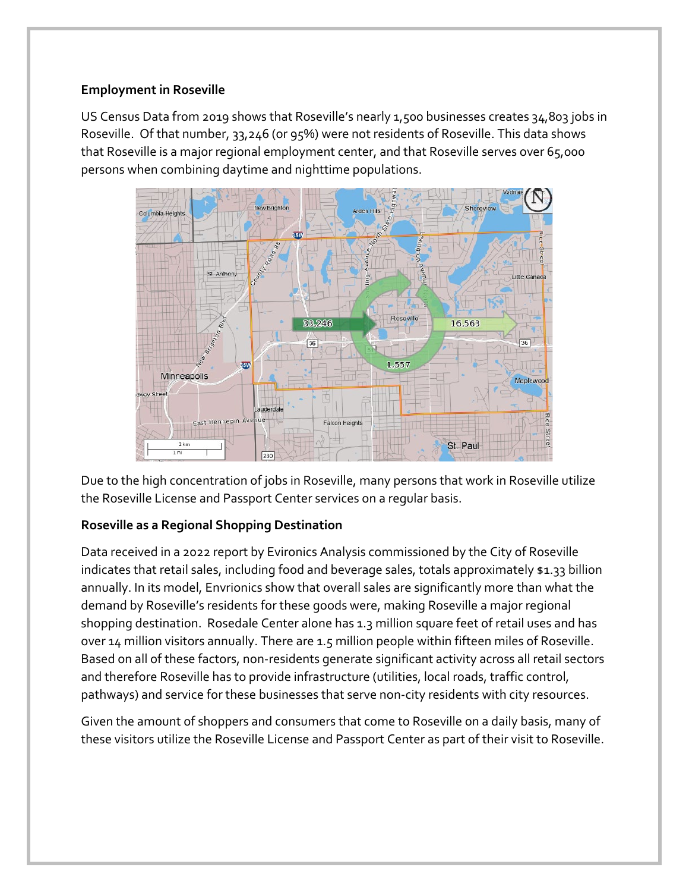**Employment in Roseville**

US Census Data from 2019 shows that Roseville's nearly 1,500 businesses creates 34,803 jobs in Roseville. Of that number, 33,246 (or 95%) were not residents of Roseville. This data shows that Roseville is a major regional employment center, and that Roseville serves over 65,000 persons when combining daytime and nighttime populations.

Due to the high concentration of jobs in Roseville, many persons that work in Roseville utilize the Roseville License and Passport Center services on a regular basis.

**Roseville as a Regional Shopping Destination**

Data received in a 2022 report by Evironics Analysis commissioned by the City of Roseville indicates that retail sales, including food and beverage sales, totals approximately $1.33 billion annually. In its model, Envrionics show that overall sales are significantly more than what the demand by Roseville's residents for these goods were, making Roseville a major regional shopping destination. Rosedale Center alone has 1.3 million square feet of retail uses and has over 14 million visitors annually. There are 1.5 million people within fifteen miles of Roseville. Based on all of these factors, non-residents generate significant activity across all retail sectors and therefore Roseville has to provide infrastructure (utilities, local roads, traffic control, pathways) and service for these businesses that serve non-city residents with city resources.

Given the amount of shoppers and consumers that come to Roseville on a daily basis, many of these visitors utilize the Roseville License and Passport Center as part of their visit to Roseville.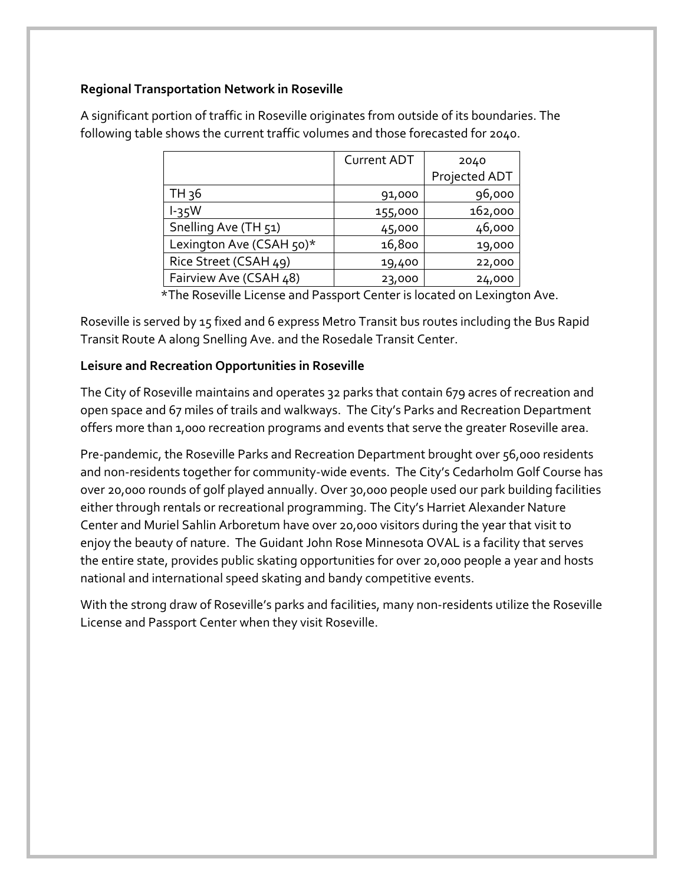**Regional Transportation Network in Roseville**

A significant portion of traffic in Roseville originates from outside of its boundaries. The following table shows the current traffic volumes and those forecasted for 2040.

| | Current ADT | 2040 Projected ADT |
|---|---|---|
| TH 36 | 91,000 | 96,000 |
| I-35W | 155,000 | 162,000 |
| Snelling Ave (TH 51) | 45,000 | 46,000 |
| Lexington Ave (CSAH 50)* | 16,800 | 19,000 |
| Rice Street (CSAH 49) | 19,400 | 22,000 |
| Fairview Ave (CSAH 48) | 23,000 | 24,000 |

*The Roseville License and Passport Center is located on Lexington Ave.

Roseville is served by 15 fixed and 6 express Metro Transit bus routes including the Bus Rapid Transit Route A along Snelling Ave. and the Rosedale Transit Center.

**Leisure and Recreation Opportunities in Roseville**

The City of Roseville maintains and operates 32 parks that contain 679 acres of recreation and open space and 67 miles of trails and walkways. The City's Parks and Recreation Department offers more than 1,000 recreation programs and events that serve the greater Roseville area.

Pre-pandemic, the Roseville Parks and Recreation Department brought over 56,000 residents and non-residents together for community-wide events. The City's Cedarholm Golf Course has over 20,000 rounds of golf played annually. Over 30,000 people used our park building facilities either through rentals or recreational programming. The City's Harriet Alexander Nature Center and Muriel Sahlin Arboretum have over 20,000 visitors during the year that visit to enjoy the beauty of nature. The Guidant John Rose Minnesota OVAL is a facility that serves the entire state, provides public skating opportunities for over 20,000 people a year and hosts national and international speed skating and bandy competitive events.

With the strong draw of Roseville's parks and facilities, many non-residents utilize the Roseville License and Passport Center when they visit Roseville.